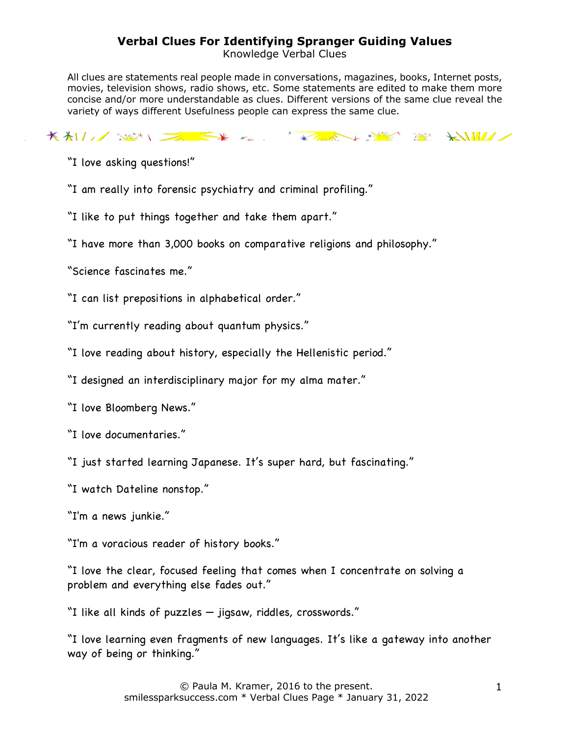# Verbal Clues For Identifying Spranger Guiding Values

Knowledge Verbal Clues

All clues are statements real people made in conversations, magazines, books, Internet posts, movies, television shows, radio shows, etc. Some statements are edited to make them more concise and/or more understandable as clues. Different versions of the same clue reveal the variety of ways different Usefulness people can express the same clue.

"I love asking questions!"

"I am really into forensic psychiatry and criminal profiling."

"I like to put things together and take them apart."

"I have more than 3,000 books on comparative religions and philosophy."

"Science fascinates me."

"I can list prepositions in alphabetical order."

"I'm currently reading about quantum physics."

"I love reading about history, especially the Hellenistic period."

"I designed an interdisciplinary major for my alma mater."

"I love Bloomberg News."

"I love documentaries."

"I just started learning Japanese. It's super hard, but fascinating."

"I watch Dateline nonstop."

"I'm a news junkie."

"I'm a voracious reader of history books."

"I love the clear, focused feeling that comes when I concentrate on solving a problem and everything else fades out."

"I like all kinds of puzzles — jigsaw, riddles, crosswords."

"I love learning even fragments of new languages. It's like a gateway into another way of being or thinking."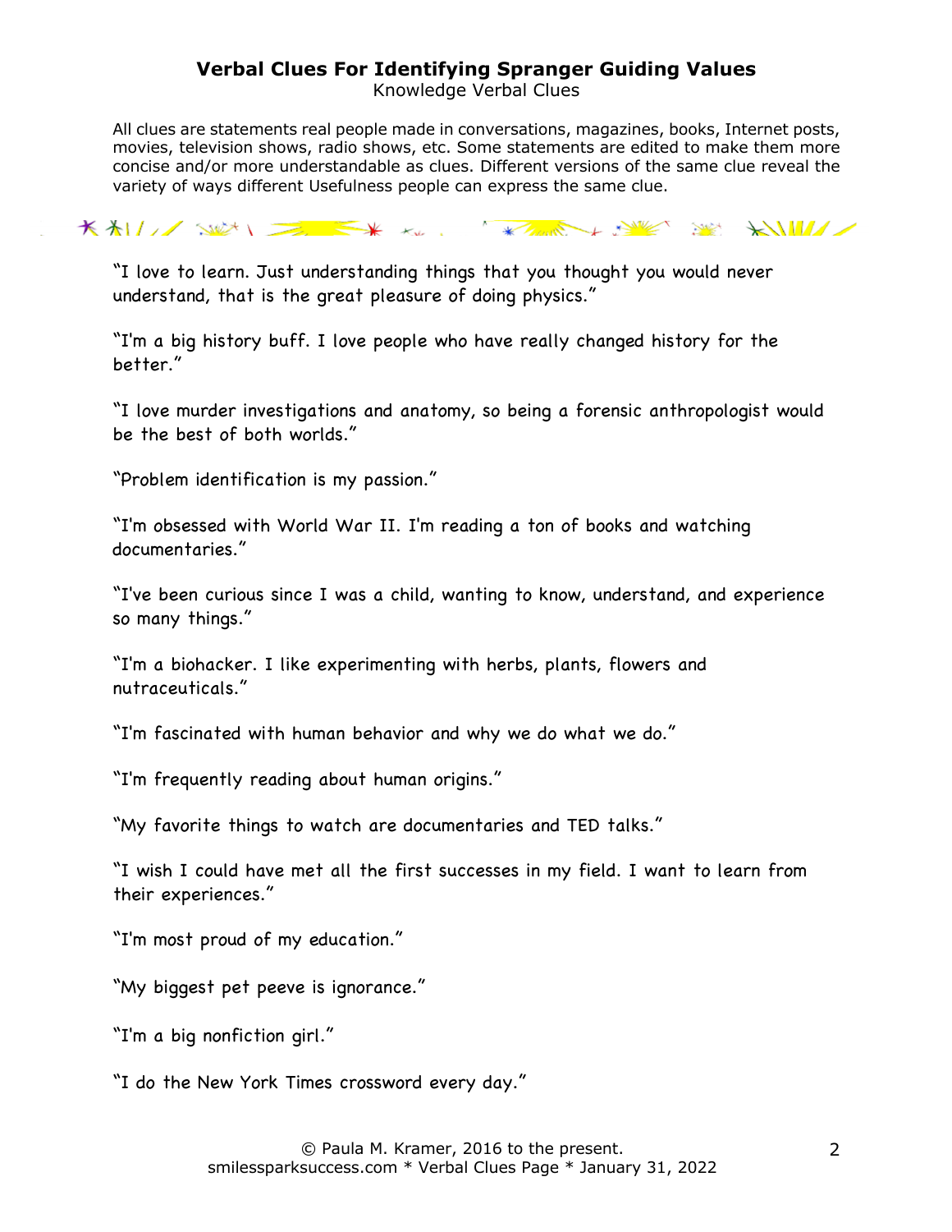# Verbal Clues For Identifying Spranger Guiding Values

Knowledge Verbal Clues

All clues are statements real people made in conversations, magazines, books, Internet posts, movies, television shows, radio shows, etc. Some statements are edited to make them more concise and/or more understandable as clues. Different versions of the same clue reveal the variety of ways different Usefulness people can express the same clue.

"I love to learn. Just understanding things that you thought you would never understand, that is the great pleasure of doing physics."

"I'm a big history buff. I love people who have really changed history for the better."

"I love murder investigations and anatomy, so being a forensic anthropologist would be the best of both worlds."

"Problem identification is my passion."

"I'm obsessed with World War II. I'm reading a ton of books and watching documentaries."

"I've been curious since I was a child, wanting to know, understand, and experience so many things."

"I'm a biohacker. I like experimenting with herbs, plants, flowers and nutraceuticals."

"I'm fascinated with human behavior and why we do what we do."

"I'm frequently reading about human origins."

"My favorite things to watch are documentaries and TED talks."

"I wish I could have met all the first successes in my field. I want to learn from their experiences."

"I'm most proud of my education."

"My biggest pet peeve is ignorance."

"I'm a big nonfiction girl."

"I do the New York Times crossword every day."

© Paula M. Kramer, 2016 to the present.
smilessparksuccess.com * Verbal Clues Page * January 31, 2022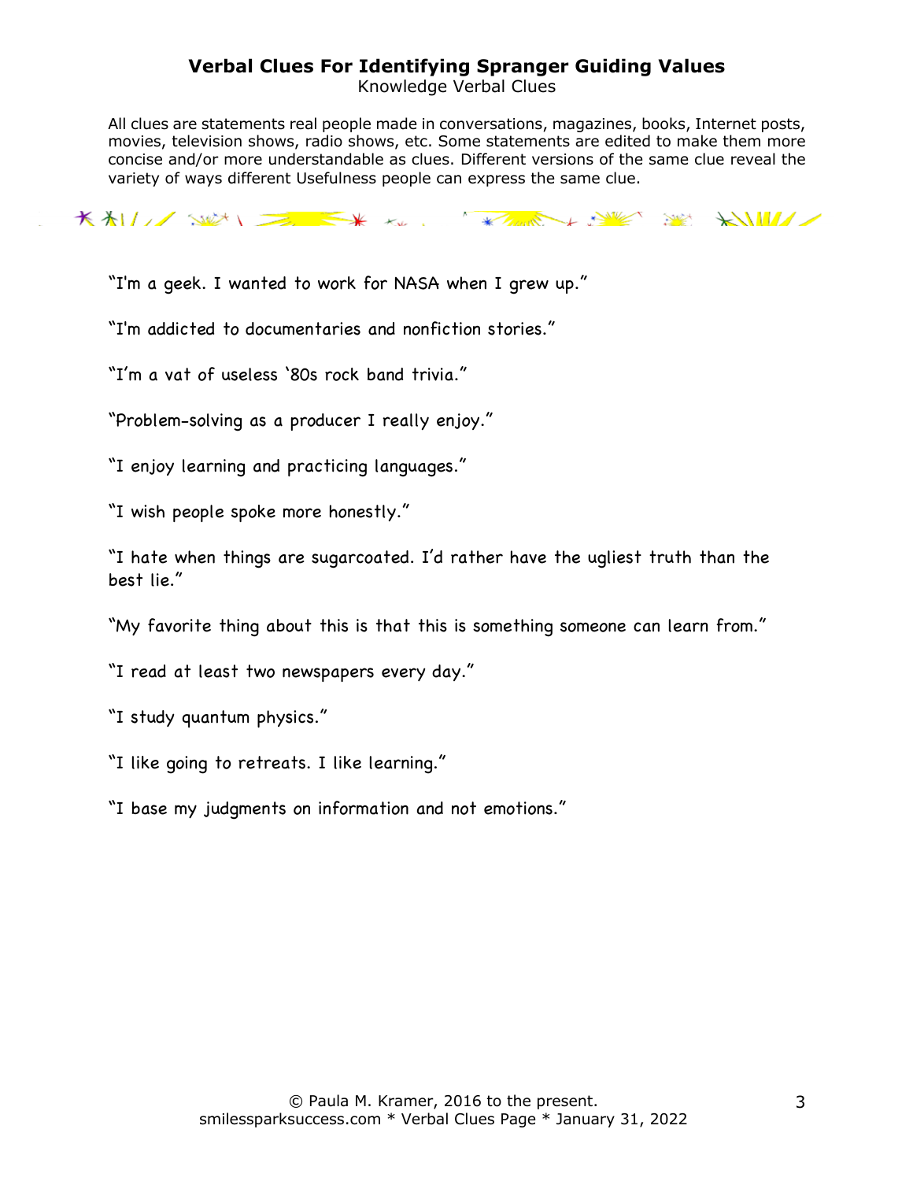# Verbal Clues For Identifying Spranger Guiding Values

Knowledge Verbal Clues

All clues are statements real people made in conversations, magazines, books, Internet posts, movies, television shows, radio shows, etc. Some statements are edited to make them more concise and/or more understandable as clues. Different versions of the same clue reveal the variety of ways different Usefulness people can express the same clue.

"I'm a geek. I wanted to work for NASA when I grew up."

"I'm addicted to documentaries and nonfiction stories."

"I'm a vat of useless '80s rock band trivia."

"Problem-solving as a producer I really enjoy."

"I enjoy learning and practicing languages."

"I wish people spoke more honestly."

"I hate when things are sugarcoated. I'd rather have the ugliest truth than the best lie."

"My favorite thing about this is that this is something someone can learn from."

"I read at least two newspapers every day."

"I study quantum physics."

"I like going to retreats. I like learning."

"I base my judgments on information and not emotions."

© Paula M. Kramer, 2016 to the present.
smilessparksuccess.com * Verbal Clues Page * January 31, 2022